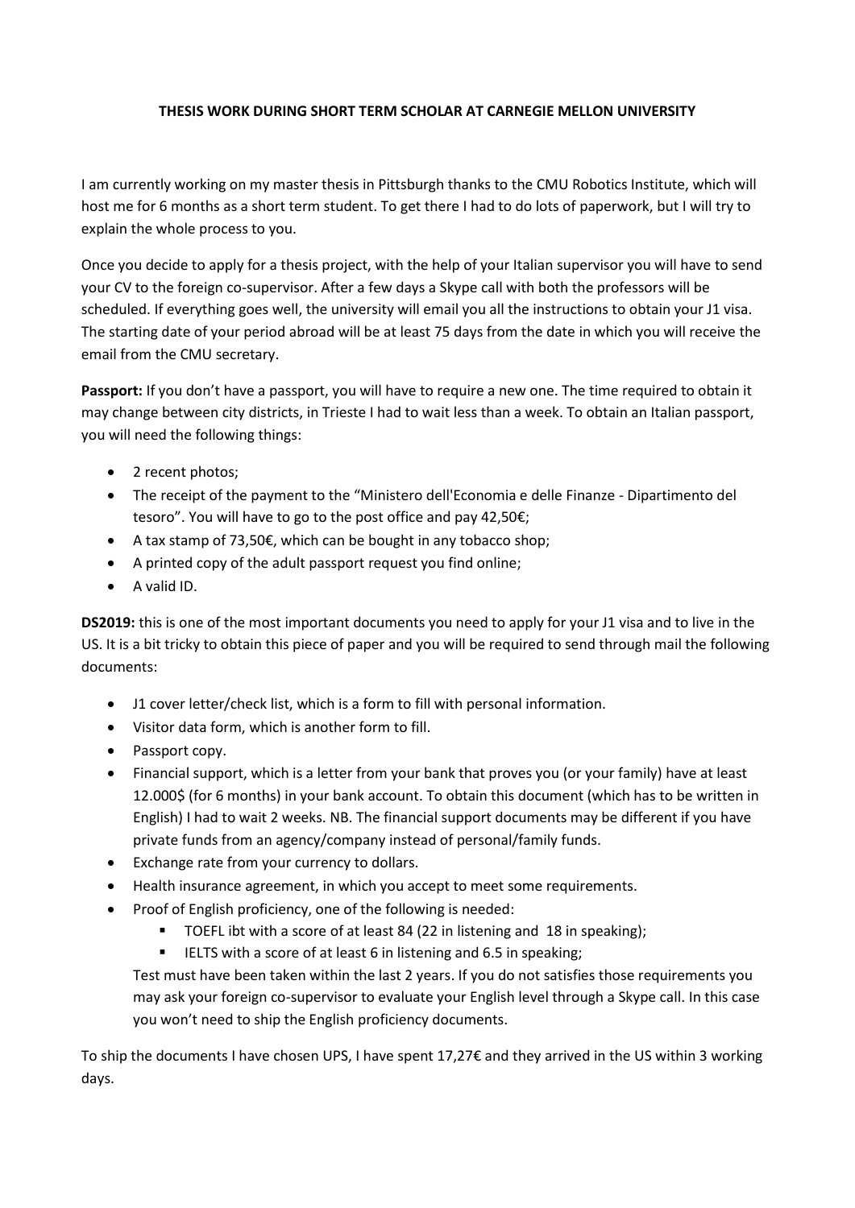**THESIS WORK DURING SHORT TERM SCHOLAR AT CARNEGIE MELLON UNIVERSITY**

I am currently working on my master thesis in Pittsburgh thanks to the CMU Robotics Institute, which will host me for 6 months as a short term student. To get there I had to do lots of paperwork, but I will try to explain the whole process to you.

Once you decide to apply for a thesis project, with the help of your Italian supervisor you will have to send your CV to the foreign co-supervisor. After a few days a Skype call with both the professors will be scheduled. If everything goes well, the university will email you all the instructions to obtain your J1 visa. The starting date of your period abroad will be at least 75 days from the date in which you will receive the email from the CMU secretary.

**Passport:** If you don't have a passport, you will have to require a new one. The time required to obtain it may change between city districts, in Trieste I had to wait less than a week. To obtain an Italian passport, you will need the following things:

- 2 recent photos;
- The receipt of the payment to the "Ministero dell'Economia e delle Finanze - Dipartimento del tesoro". You will have to go to the post office and pay 42,50€;
- A tax stamp of 73,50€, which can be bought in any tobacco shop;
- A printed copy of the adult passport request you find online;
- A valid ID.

**DS2019:** this is one of the most important documents you need to apply for your J1 visa and to live in the US. It is a bit tricky to obtain this piece of paper and you will be required to send through mail the following documents:

- J1 cover letter/check list, which is a form to fill with personal information.
- Visitor data form, which is another form to fill.
- Passport copy.
- Financial support, which is a letter from your bank that proves you (or your family) have at least 12.000$ (for 6 months) in your bank account. To obtain this document (which has to be written in English) I had to wait 2 weeks. NB. The financial support documents may be different if you have private funds from an agency/company instead of personal/family funds.
- Exchange rate from your currency to dollars.
- Health insurance agreement, in which you accept to meet some requirements.
- Proof of English proficiency, one of the following is needed:
  - TOEFL ibt with a score of at least 84 (22 in listening and 18 in speaking);
  - IELTS with a score of at least 6 in listening and 6.5 in speaking;

  Test must have been taken within the last 2 years. If you do not satisfies those requirements you may ask your foreign co-supervisor to evaluate your English level through a Skype call. In this case you won't need to ship the English proficiency documents.

To ship the documents I have chosen UPS, I have spent 17,27€ and they arrived in the US within 3 working days.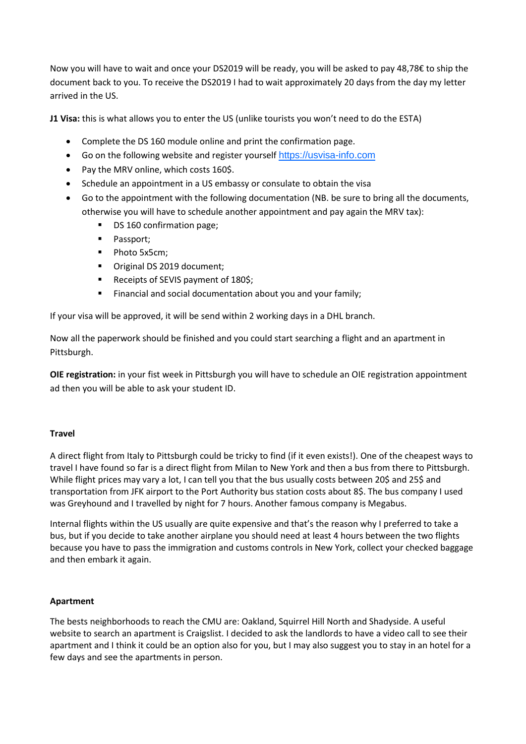Now you will have to wait and once your DS2019 will be ready, you will be asked to pay 48,78€ to ship the document back to you. To receive the DS2019 I had to wait approximately 20 days from the day my letter arrived in the US.

**J1 Visa:** this is what allows you to enter the US (unlike tourists you won't need to do the ESTA)

- Complete the DS 160 module online and print the confirmation page.
- Go on the following website and register yourself https://usvisa-info.com
- Pay the MRV online, which costs 160$.
- Schedule an appointment in a US embassy or consulate to obtain the visa
- Go to the appointment with the following documentation (NB. be sure to bring all the documents, otherwise you will have to schedule another appointment and pay again the MRV tax):
  - DS 160 confirmation page;
  - Passport;
  - Photo 5x5cm;
  - Original DS 2019 document;
  - Receipts of SEVIS payment of 180$;
  - Financial and social documentation about you and your family;

If your visa will be approved, it will be send within 2 working days in a DHL branch.

Now all the paperwork should be finished and you could start searching a flight and an apartment in Pittsburgh.

**OIE registration:** in your fist week in Pittsburgh you will have to schedule an OIE registration appointment ad then you will be able to ask your student ID.

**Travel**

A direct flight from Italy to Pittsburgh could be tricky to find (if it even exists!). One of the cheapest ways to travel I have found so far is a direct flight from Milan to New York and then a bus from there to Pittsburgh. While flight prices may vary a lot, I can tell you that the bus usually costs between 20$ and 25$ and transportation from JFK airport to the Port Authority bus station costs about 8$. The bus company I used was Greyhound and I travelled by night for 7 hours. Another famous company is Megabus.

Internal flights within the US usually are quite expensive and that's the reason why I preferred to take a bus, but if you decide to take another airplane you should need at least 4 hours between the two flights because you have to pass the immigration and customs controls in New York, collect your checked baggage and then embark it again.

**Apartment**

The bests neighborhoods to reach the CMU are: Oakland, Squirrel Hill North and Shadyside. A useful website to search an apartment is Craigslist. I decided to ask the landlords to have a video call to see their apartment and I think it could be an option also for you, but I may also suggest you to stay in an hotel for a few days and see the apartments in person.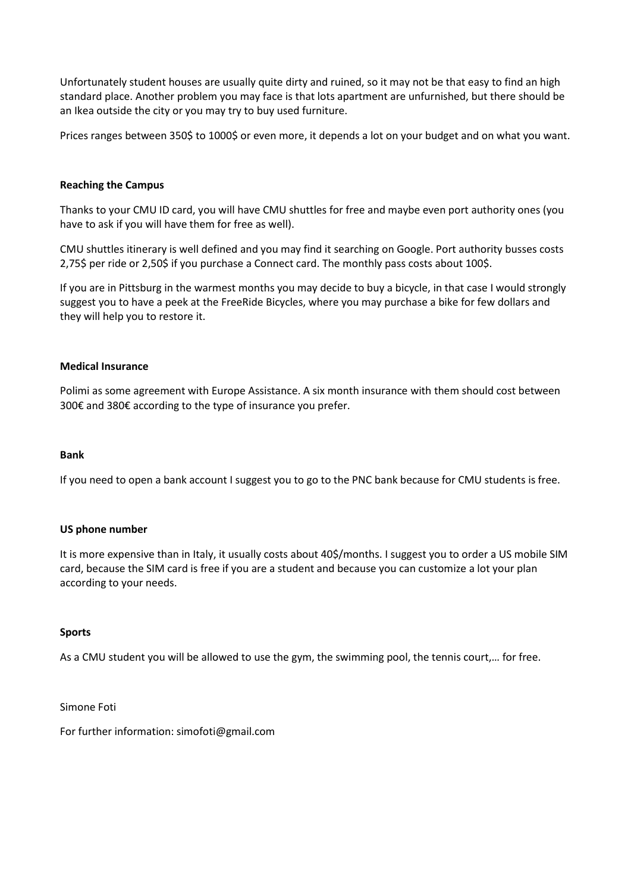Unfortunately student houses are usually quite dirty and ruined, so it may not be that easy to find an high standard place. Another problem you may face is that lots apartment are unfurnished, but there should be an Ikea outside the city or you may try to buy used furniture.

Prices ranges between 350$ to 1000$ or even more, it depends a lot on your budget and on what you want.

**Reaching the Campus**

Thanks to your CMU ID card, you will have CMU shuttles for free and maybe even port authority ones (you have to ask if you will have them for free as well).

CMU shuttles itinerary is well defined and you may find it searching on Google. Port authority busses costs 2,75$ per ride or 2,50$ if you purchase a Connect card. The monthly pass costs about 100$.

If you are in Pittsburg in the warmest months you may decide to buy a bicycle, in that case I would strongly suggest you to have a peek at the FreeRide Bicycles, where you may purchase a bike for few dollars and they will help you to restore it.

**Medical Insurance**

Polimi as some agreement with Europe Assistance. A six month insurance with them should cost between 300€ and 380€ according to the type of insurance you prefer.

**Bank**

If you need to open a bank account I suggest you to go to the PNC bank because for CMU students is free.

**US phone number**

It is more expensive than in Italy, it usually costs about 40$/months. I suggest you to order a US mobile SIM card, because the SIM card is free if you are a student and because you can customize a lot your plan according to your needs.

**Sports**

As a CMU student you will be allowed to use the gym, the swimming pool, the tennis court,… for free.

Simone Foti

For further information: simofoti@gmail.com